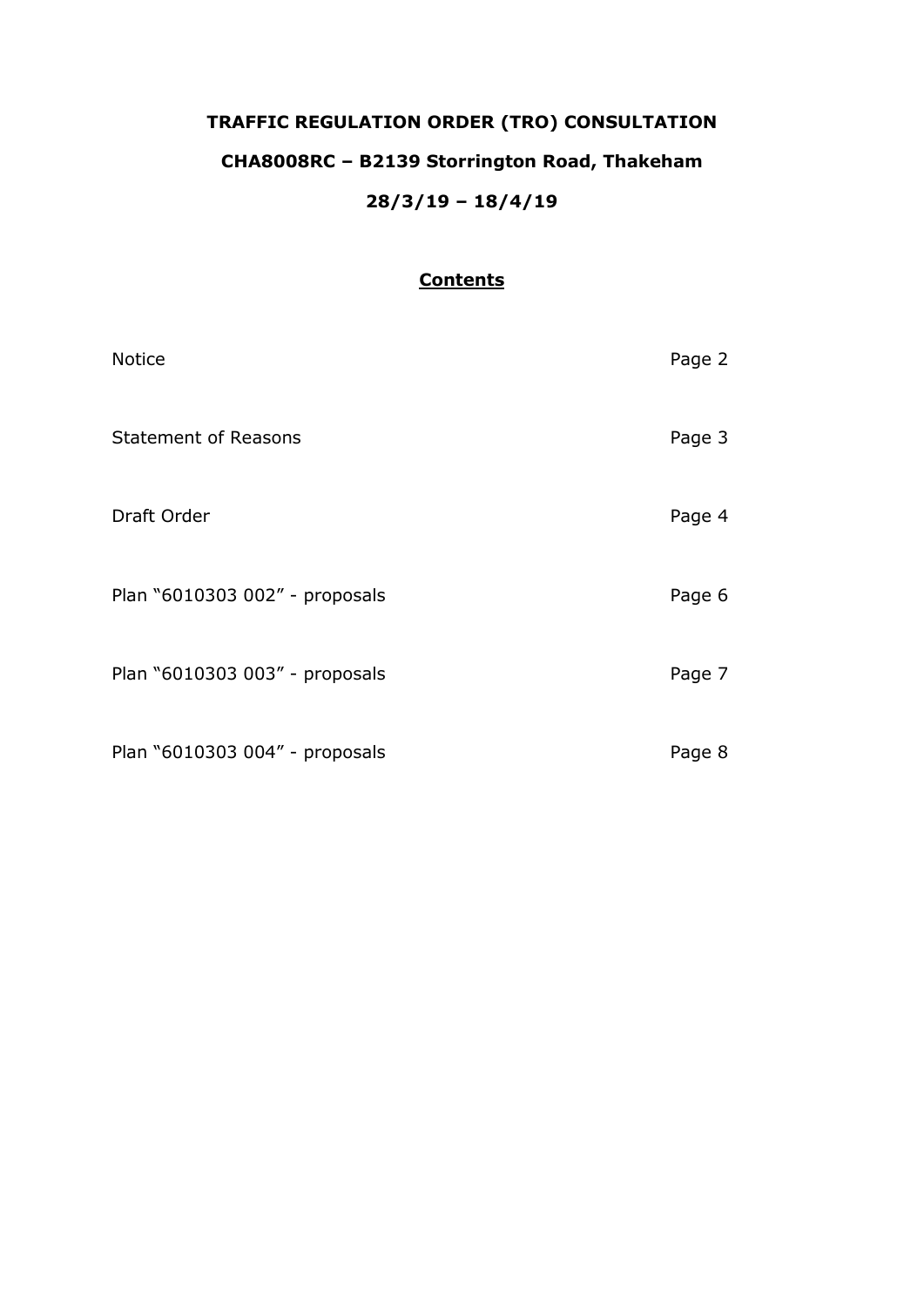# TRAFFIC REGULATION ORDER (TRO) CONSULTATION

## CHA8008RC – B2139 Storrington Road, Thakeham

## 28/3/19 – 18/4/19

### Contents

| | |
|---|---|
| Notice | Page 2 |
| Statement of Reasons | Page 3 |
| Draft Order | Page 4 |
| Plan "6010303 002" - proposals | Page 6 |
| Plan "6010303 003" - proposals | Page 7 |
| Plan "6010303 004" - proposals | Page 8 |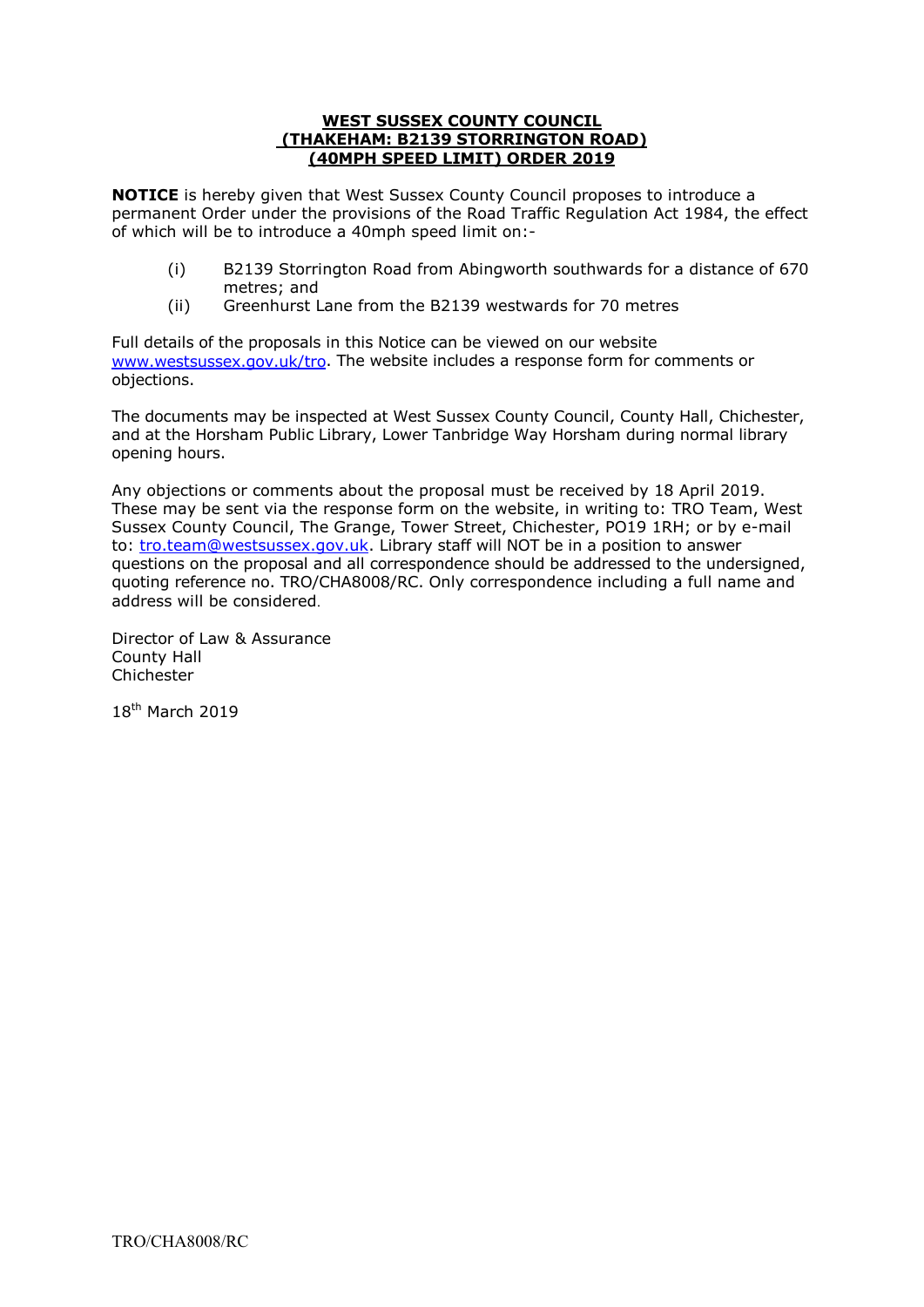# WEST SUSSEX COUNTY COUNCIL (THAKEHAM: B2139 STORRINGTON ROAD) (40MPH SPEED LIMIT) ORDER 2019

**NOTICE** is hereby given that West Sussex County Council proposes to introduce a permanent Order under the provisions of the Road Traffic Regulation Act 1984, the effect of which will be to introduce a 40mph speed limit on:-

(i) B2139 Storrington Road from Abingworth southwards for a distance of 670 metres; and
(ii) Greenhurst Lane from the B2139 westwards for 70 metres

Full details of the proposals in this Notice can be viewed on our website www.westsussex.gov.uk/tro. The website includes a response form for comments or objections.

The documents may be inspected at West Sussex County Council, County Hall, Chichester, and at the Horsham Public Library, Lower Tanbridge Way Horsham during normal library opening hours.

Any objections or comments about the proposal must be received by 18 April 2019. These may be sent via the response form on the website, in writing to: TRO Team, West Sussex County Council, The Grange, Tower Street, Chichester, PO19 1RH; or by e-mail to: tro.team@westsussex.gov.uk. Library staff will NOT be in a position to answer questions on the proposal and all correspondence should be addressed to the undersigned, quoting reference no. TRO/CHA8008/RC. Only correspondence including a full name and address will be considered.

Director of Law & Assurance
County Hall
Chichester

18th March 2019

TRO/CHA8008/RC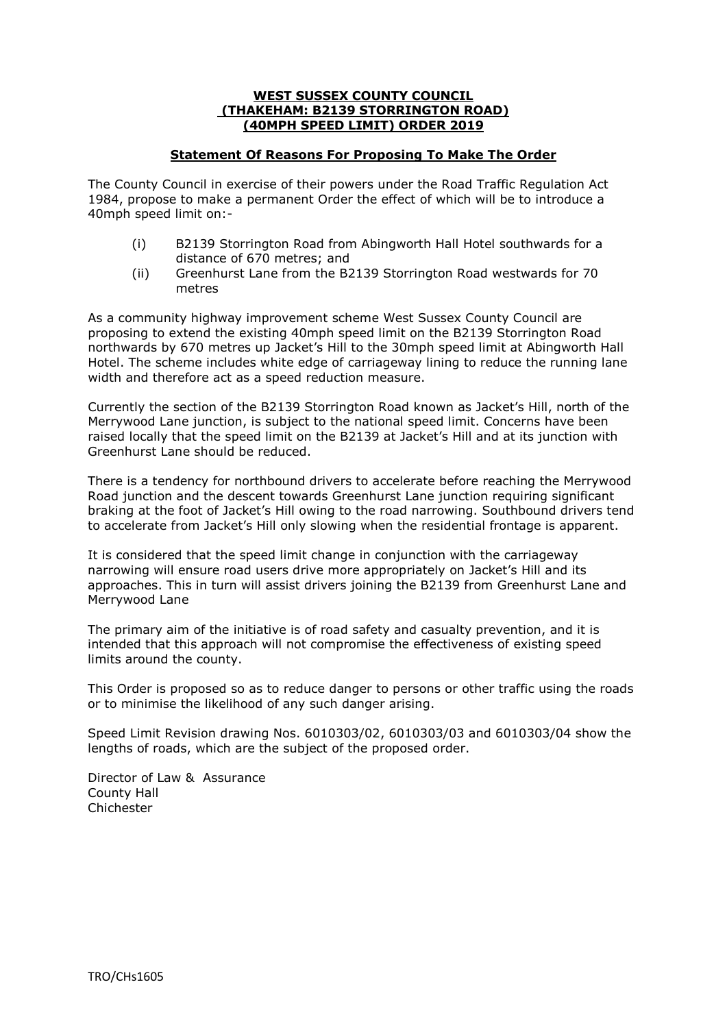**WEST SUSSEX COUNTY COUNCIL**
**(THAKEHAM: B2139 STORRINGTON ROAD)**
**(40MPH SPEED LIMIT) ORDER 2019**

**Statement Of Reasons For Proposing To Make The Order**

The County Council in exercise of their powers under the Road Traffic Regulation Act 1984, propose to make a permanent Order the effect of which will be to introduce a 40mph speed limit on:-

(i) B2139 Storrington Road from Abingworth Hall Hotel southwards for a distance of 670 metres; and
(ii) Greenhurst Lane from the B2139 Storrington Road westwards for 70 metres

As a community highway improvement scheme West Sussex County Council are proposing to extend the existing 40mph speed limit on the B2139 Storrington Road northwards by 670 metres up Jacket's Hill to the 30mph speed limit at Abingworth Hall Hotel. The scheme includes white edge of carriageway lining to reduce the running lane width and therefore act as a speed reduction measure.

Currently the section of the B2139 Storrington Road known as Jacket's Hill, north of the Merrywood Lane junction, is subject to the national speed limit. Concerns have been raised locally that the speed limit on the B2139 at Jacket's Hill and at its junction with Greenhurst Lane should be reduced.

There is a tendency for northbound drivers to accelerate before reaching the Merrywood Road junction and the descent towards Greenhurst Lane junction requiring significant braking at the foot of Jacket's Hill owing to the road narrowing. Southbound drivers tend to accelerate from Jacket's Hill only slowing when the residential frontage is apparent.

It is considered that the speed limit change in conjunction with the carriageway narrowing will ensure road users drive more appropriately on Jacket's Hill and its approaches. This in turn will assist drivers joining the B2139 from Greenhurst Lane and Merrywood Lane

The primary aim of the initiative is of road safety and casualty prevention, and it is intended that this approach will not compromise the effectiveness of existing speed limits around the county.

This Order is proposed so as to reduce danger to persons or other traffic using the roads or to minimise the likelihood of any such danger arising.

Speed Limit Revision drawing Nos. 6010303/02, 6010303/03 and 6010303/04 show the lengths of roads, which are the subject of the proposed order.

Director of Law & Assurance
County Hall
Chichester

TRO/CHs1605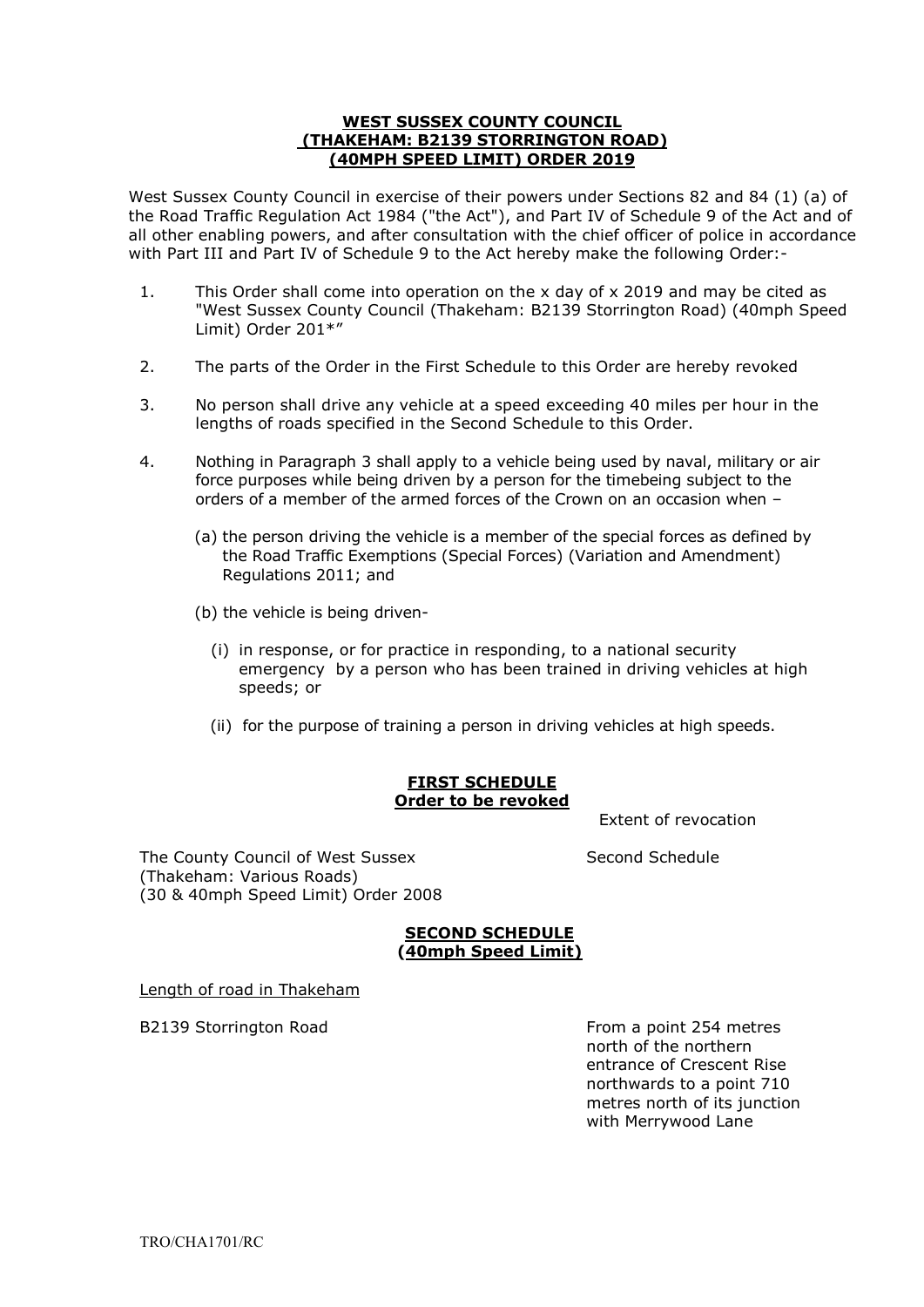# WEST SUSSEX COUNTY COUNCIL (THAKEHAM: B2139 STORRINGTON ROAD) (40MPH SPEED LIMIT) ORDER 2019

West Sussex County Council in exercise of their powers under Sections 82 and 84 (1) (a) of the Road Traffic Regulation Act 1984 ("the Act"), and Part IV of Schedule 9 of the Act and of all other enabling powers, and after consultation with the chief officer of police in accordance with Part III and Part IV of Schedule 9 to the Act hereby make the following Order:-

1. This Order shall come into operation on the x day of x 2019 and may be cited as "West Sussex County Council (Thakeham: B2139 Storrington Road) (40mph Speed Limit) Order 201*"

2. The parts of the Order in the First Schedule to this Order are hereby revoked

3. No person shall drive any vehicle at a speed exceeding 40 miles per hour in the lengths of roads specified in the Second Schedule to this Order.

4. Nothing in Paragraph 3 shall apply to a vehicle being used by naval, military or air force purposes while being driven by a person for the timebeing subject to the orders of a member of the armed forces of the Crown on an occasion when –

   (a) the person driving the vehicle is a member of the special forces as defined by the Road Traffic Exemptions (Special Forces) (Variation and Amendment) Regulations 2011; and

   (b) the vehicle is being driven-

      (i) in response, or for practice in responding, to a national security emergency by a person who has been trained in driving vehicles at high speeds; or

      (ii) for the purpose of training a person in driving vehicles at high speeds.

## FIRST SCHEDULE
## Order to be revoked

| | Extent of revocation |
|---|---|
| The County Council of West Sussex (Thakeham: Various Roads) (30 & 40mph Speed Limit) Order 2008 | Second Schedule |

## SECOND SCHEDULE
## (40mph Speed Limit)

Length of road in Thakeham

| | |
|---|---|
| B2139 Storrington Road | From a point 254 metres north of the northern entrance of Crescent Rise northwards to a point 710 metres north of its junction with Merrywood Lane |

TRO/CHA1701/RC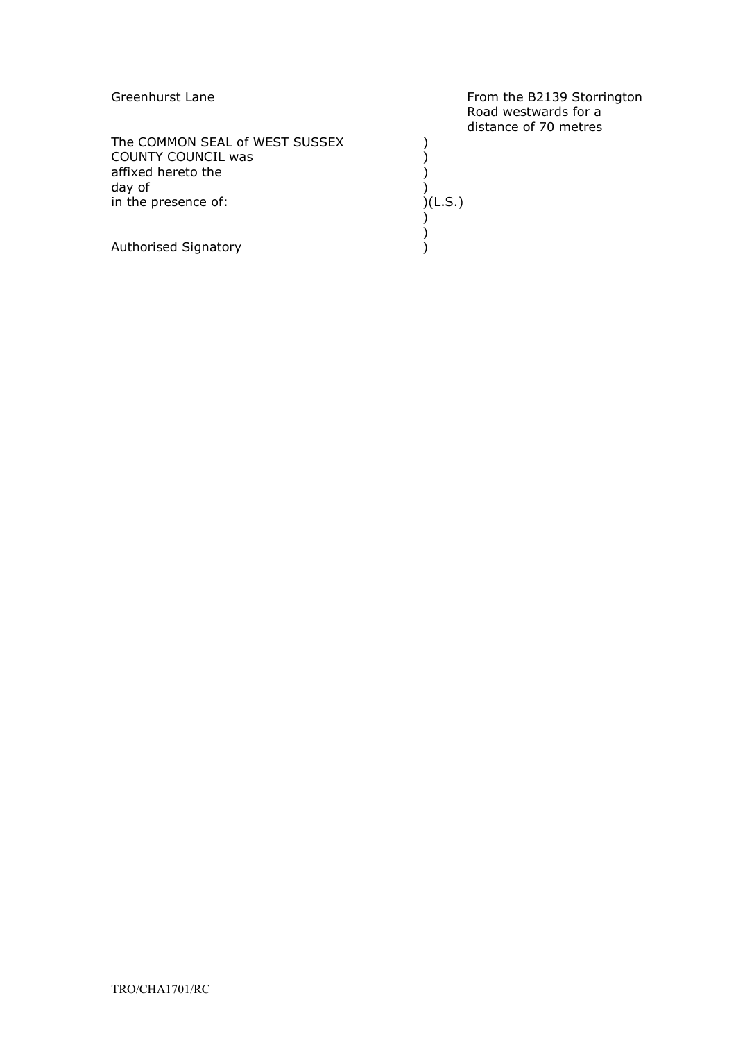| | |
|---|---|
| Greenhurst Lane | From the B2139 Storrington Road westwards for a distance of 70 metres |

The COMMON SEAL of WEST SUSSEX )
COUNTY COUNCIL was )
affixed hereto the )
day of )
in the presence of: )(L.S.)
)
)
Authorised Signatory )

TRO/CHA1701/RC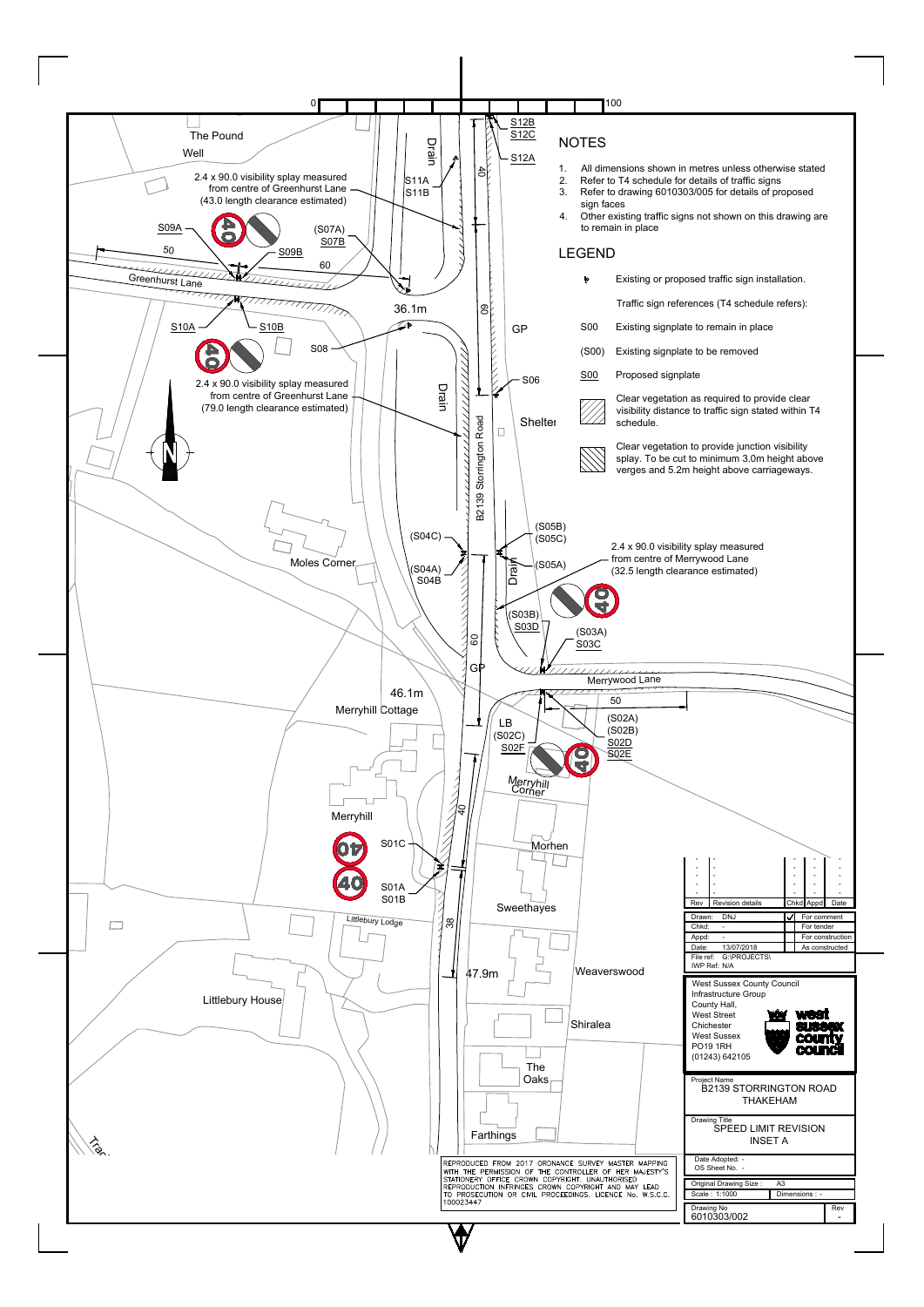## NOTES

1. All dimensions shown in metres unless otherwise stated
2. Refer to T4 schedule for details of traffic signs
3. Refer to drawing 6010303/005 for details of proposed sign faces
4. Other existing traffic signs not shown on this drawing are to remain in place

## LEGEND

- Existing or proposed traffic sign installation.
- Traffic sign references (T4 schedule refers):
  - S00 — Existing signplate to remain in place
  - (S00) — Existing signplate to be removed
  - S00 (underlined) — Proposed signplate
- Clear vegetation as required to provide clear visibility distance to traffic sign stated within T4 schedule.
- Clear vegetation to provide junction visibility splay. To be cut to minimum 3.0m height above verges and 5.2m height above carriageways.

---

Map labels:

The Pound, Well, Greenhurst Lane, Moles Corner, Merryhill Cottage, Merryhill, Littlebury Lodge, Littlebury House, B2139 Storrington Road, Drain, GP, Shelter, LB, Merrywood Lane, Merryhill Corner, Morhen, Sweethayes, Weaverswood, Shiralea, The Oaks, Farthings, 36.1m, 46.1m, 47.9m

2.4 x 90.0 visibility splay measured from centre of Greenhurst Lane (43.0 length clearance estimated)

2.4 x 90.0 visibility splay measured from centre of Greenhurst Lane (79.0 length clearance estimated)

2.4 x 90.0 visibility splay measured from centre of Merrywood Lane (32.5 length clearance estimated)

Sign references: S12B, S12C, S12A, S11A, S11B, S09A, (S07A), S07B, S09B, S10A, S10B, S08, S06, (S05B), (S05C), (S04C), (S04A), S04B, (S05A), (S03B), S03D, (S03A), S03C, (S02A), (S02B), (S02C), S02D, S02F, S02E, S01C, S01A, S01B

Dimensions: 0, 100, 40, 50, 60, 60, 60, 50, 40, 38

---

| Rev | Revision details | Chkd | Appd | Date |
|---|---|---|---|---|
| - | - | - | - | - |
| - | - | - | - | - |
| - | - | - | - | - |
| - | - | - | - | - |

| | | | |
|---|---|---|---|
| Drawn: | DNJ | ✓ | For comment |
| Chkd: | - | | For tender |
| Appd: | - | | For construction |
| Date: | 13/07/2018 | | As constructed |

File ref: G:\PROJECTS\
IWP Ref: N/A

West Sussex County Council
Infrastructure Group
County Hall,
West Street
Chichester
West Sussex
PO19 1RH
(01243) 642105

Project Name
B2139 STORRINGTON ROAD THAKEHAM

Drawing Title
SPEED LIMIT REVISION INSET A

Date Adopted: -
OS Sheet No. -

Original Drawing Size: A3
Scale: 1:1000
Dimensions: -

Drawing No: 6010303/002
Rev: -

REPRODUCED FROM 2017 ORDNANCE SURVEY MASTER MAPPING WITH THE PERMISSION OF THE CONTROLLER OF HER MAJESTY'S STATIONERY OFFICE CROWN COPYRIGHT. UNAUTHORISED REPRODUCTION INFRINGES CROWN COPYRIGHT AND MAY LEAD TO PROSECUTION OR CIVIL PROCEEDINGS. LICENCE No. W.S.C.C. 100023447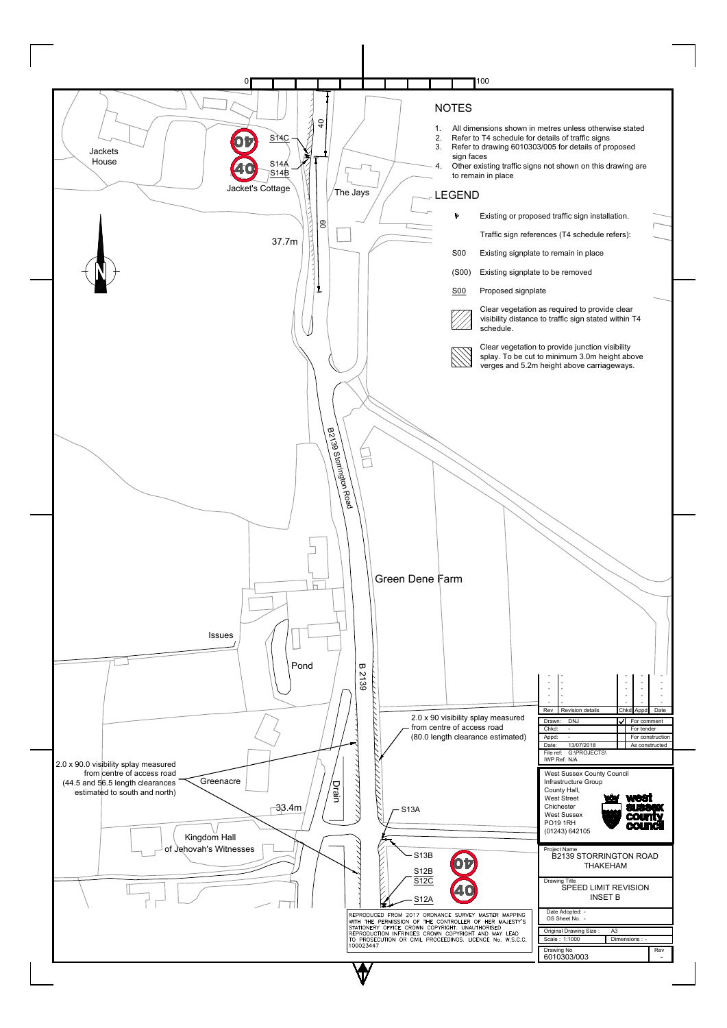## NOTES

1. All dimensions shown in metres unless otherwise stated
2. Refer to T4 schedule for details of traffic signs
3. Refer to drawing 6010303/005 for details of proposed sign faces
4. Other existing traffic signs not shown on this drawing are to remain in place

## LEGEND

- Existing or proposed traffic sign installation.
- Traffic sign references (T4 schedule refers):
- S00 — Existing signplate to remain in place
- (S00) — Existing signplate to be removed
- S00 (underlined) — Proposed signplate
- Clear vegetation as required to provide clear visibility distance to traffic sign stated within T4 schedule.
- Clear vegetation to provide junction visibility splay. To be cut to minimum 3.0m height above verges and 5.2m height above carriageways.

Jackets House

S14C

S14A

S14B

Jacket's Cottage

The Jays

40

60

37.7m

B2139 Storrington Road

Green Dene Farm

Issues

Pond

B 2139

2.0 x 90 visibility splay measured from centre of access road (80.0 length clearance estimated)

2.0 x 90.0 visibility splay measured from centre of access road (44.5 and 56.5 length clearances estimated to south and north)

Greenacre

Drain

33.4m

S13A

Kingdom Hall of Jehovah's Witnesses

S13B

S12B

S12C

S12A

REPRODUCED FROM 2017 ORDNANCE SURVEY MASTER MAPPING WITH THE PERMISSION OF THE CONTROLLER OF HER MAJESTY'S STATIONERY OFFICE CROWN COPYRIGHT. UNAUTHORISED REPRODUCTION INFRINGES CROWN COPYRIGHT AND MAY LEAD TO PROSECUTION OR CIVIL PROCEEDINGS. LICENCE No. W.S.C.C. 100023447

| Rev | Revision details | Chkd | Appd | Date |
|---|---|---|---|---|
| - | - | - | - | - |

| | | | |
|---|---|---|---|
| Drawn: | DNJ | ✓ | For comment |
| Chkd: | - | | For tender |
| Appd: | - | | For construction |
| Date: | 13/07/2018 | | As constructed |

File ref: G:\PROJECTS\
IWP Ref: N/A

West Sussex County Council
Infrastructure Group
County Hall,
West Street
Chichester
West Sussex
PO19 1RH
(01243) 642105

Project Name: B2139 STORRINGTON ROAD THAKEHAM

Drawing Title: SPEED LIMIT REVISION INSET B

Date Adopted: -
OS Sheet No. -

Original Drawing Size: A3
Scale: 1:1000
Dimensions: -

Drawing No: 6010303/003
Rev: -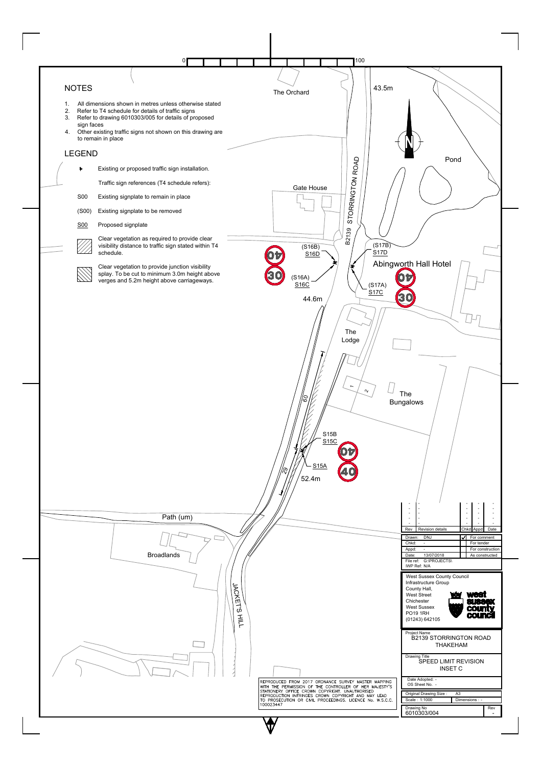## NOTES

1. All dimensions shown in metres unless otherwise stated
2. Refer to T4 schedule for details of traffic signs
3. Refer to drawing 6010303/005 for details of proposed sign faces
4. Other existing traffic signs not shown on this drawing are to remain in place

## LEGEND

- Existing or proposed traffic sign installation.
- Traffic sign references (T4 schedule refers):
- S00 Existing signplate to remain in place
- (S00) Existing signplate to be removed
- S00 Proposed signplate
- Clear vegetation as required to provide clear visibility distance to traffic sign stated within T4 schedule.
- Clear vegetation to provide junction visibility splay. To be cut to minimum 3.0m height above verges and 5.2m height above carriageways.

0 100

The Orchard

43.5m

Pond

Gate House

B2139 STORRINGTON ROAD

(S16B)
S16D

(S17B)
S17D

Abingworth Hall Hotel

(S16A)
S16C

(S17A)
S17C

44.6m

The Lodge

1
2

The Bungalows

60

S15B
S15C

S15A

29

52.4m

Path (um)

Broadlands

JACKET'S HILL

REPRODUCED FROM 2017 ORDNANCE SURVEY MASTER MAPPING WITH THE PERMISSION OF THE CONTROLLER OF HER MAJESTY'S STATIONERY OFFICE CROWN COPYRIGHT. UNAUTHORISED REPRODUCTION INFRINGES CROWN COPYRIGHT AND MAY LEAD TO PROSECUTION OR CIVIL PROCEEDINGS. LICENCE No. W.S.C.C. 100023447

| Rev | Revision details | Chkd | Appd | Date |
|---|---|---|---|---|
| - | - | - | - | - |

| | | | |
|---|---|---|---|
| Drawn: | DNJ | ✓ | For comment |
| Chkd: | - | | For tender |
| Appd: | - | | For construction |
| Date: | 13/07/2018 | | As constructed |

File ref: G:\PROJECTS\
IWP Ref: N/A

West Sussex County Council
Infrastructure Group
County Hall,
West Street
Chichester
West Sussex
PO19 1RH
(01243) 642105

west sussex county council

Project Name
B2139 STORRINGTON ROAD
THAKEHAM

Drawing Title
SPEED LIMIT REVISION
INSET C

Date Adopted: -
OS Sheet No. -

Original Drawing Size : A3
Scale : 1:1000
Dimensions : -

Drawing No: 6010303/004
Rev: -